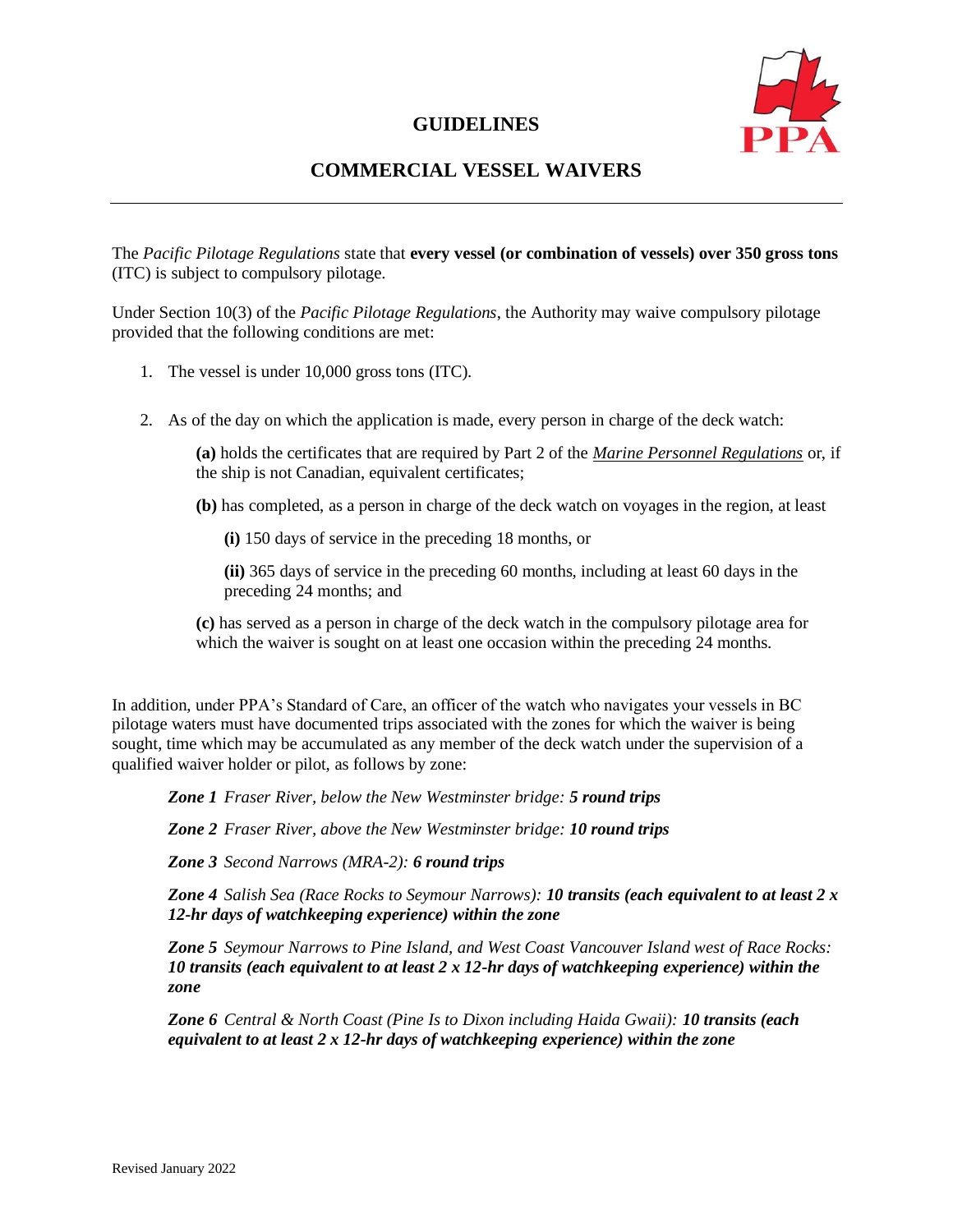# GUIDELINES

## COMMERCIAL VESSEL WAIVERS

The *Pacific Pilotage Regulations* state that **every vessel (or combination of vessels) over 350 gross tons** (ITC) is subject to compulsory pilotage.

Under Section 10(3) of the *Pacific Pilotage Regulations*, the Authority may waive compulsory pilotage provided that the following conditions are met:

1. The vessel is under 10,000 gross tons (ITC).

2. As of the day on which the application is made, every person in charge of the deck watch:

   **(a)** holds the certificates that are required by Part 2 of the *Marine Personnel Regulations* or, if the ship is not Canadian, equivalent certificates;

   **(b)** has completed, as a person in charge of the deck watch on voyages in the region, at least

   **(i)** 150 days of service in the preceding 18 months, or

   **(ii)** 365 days of service in the preceding 60 months, including at least 60 days in the preceding 24 months; and

   **(c)** has served as a person in charge of the deck watch in the compulsory pilotage area for which the waiver is sought on at least one occasion within the preceding 24 months.

In addition, under PPA's Standard of Care, an officer of the watch who navigates your vessels in BC pilotage waters must have documented trips associated with the zones for which the waiver is being sought, time which may be accumulated as any member of the deck watch under the supervision of a qualified waiver holder or pilot, as follows by zone:

***Zone 1*** *Fraser River, below the New Westminster bridge:* ***5 round trips***

***Zone 2*** *Fraser River, above the New Westminster bridge:* ***10 round trips***

***Zone 3*** *Second Narrows (MRA-2):* ***6 round trips***

***Zone 4*** *Salish Sea (Race Rocks to Seymour Narrows):* ***10 transits (each equivalent to at least 2 x 12-hr days of watchkeeping experience) within the zone***

***Zone 5*** *Seymour Narrows to Pine Island, and West Coast Vancouver Island west of Race Rocks:* ***10 transits (each equivalent to at least 2 x 12-hr days of watchkeeping experience) within the zone***

***Zone 6*** *Central & North Coast (Pine Is to Dixon including Haida Gwaii):* ***10 transits (each equivalent to at least 2 x 12-hr days of watchkeeping experience) within the zone***

Revised January 2022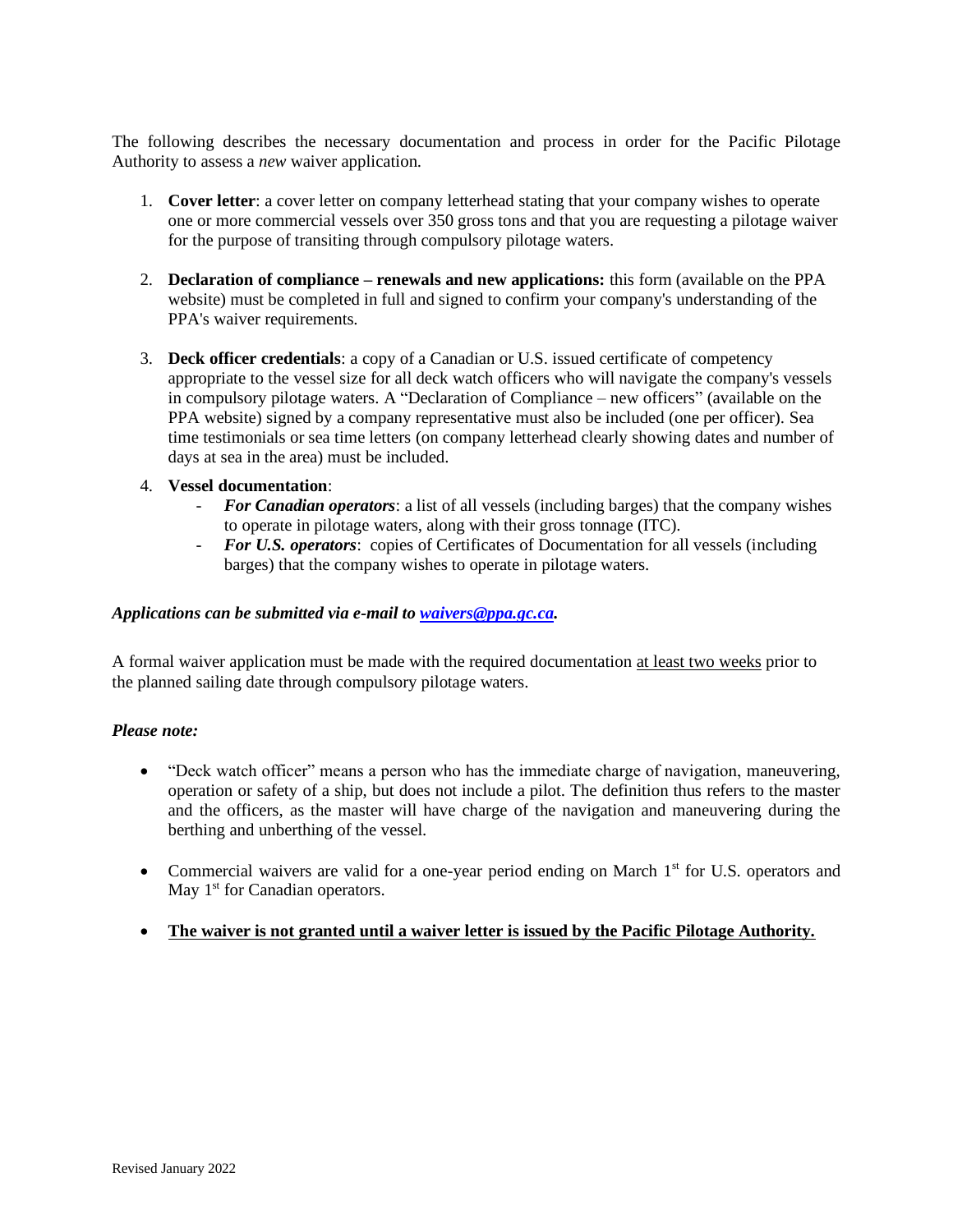The following describes the necessary documentation and process in order for the Pacific Pilotage Authority to assess a *new* waiver application.

1. **Cover letter**: a cover letter on company letterhead stating that your company wishes to operate one or more commercial vessels over 350 gross tons and that you are requesting a pilotage waiver for the purpose of transiting through compulsory pilotage waters.

2. **Declaration of compliance – renewals and new applications:** this form (available on the PPA website) must be completed in full and signed to confirm your company's understanding of the PPA's waiver requirements.

3. **Deck officer credentials**: a copy of a Canadian or U.S. issued certificate of competency appropriate to the vessel size for all deck watch officers who will navigate the company's vessels in compulsory pilotage waters. A "Declaration of Compliance – new officers" (available on the PPA website) signed by a company representative must also be included (one per officer). Sea time testimonials or sea time letters (on company letterhead clearly showing dates and number of days at sea in the area) must be included.

4. **Vessel documentation**:
   - ***For Canadian operators***: a list of all vessels (including barges) that the company wishes to operate in pilotage waters, along with their gross tonnage (ITC).
   - ***For U.S. operators***: copies of Certificates of Documentation for all vessels (including barges) that the company wishes to operate in pilotage waters.

***Applications can be submitted via e-mail to [waivers@ppa.gc.ca](mailto:waivers@ppa.gc.ca).***

A formal waiver application must be made with the required documentation at least two weeks prior to the planned sailing date through compulsory pilotage waters.

***Please note:***

- "Deck watch officer" means a person who has the immediate charge of navigation, maneuvering, operation or safety of a ship, but does not include a pilot. The definition thus refers to the master and the officers, as the master will have charge of the navigation and maneuvering during the berthing and unberthing of the vessel.

- Commercial waivers are valid for a one-year period ending on March 1st for U.S. operators and May 1st for Canadian operators.

- **The waiver is not granted until a waiver letter is issued by the Pacific Pilotage Authority.**

Revised January 2022